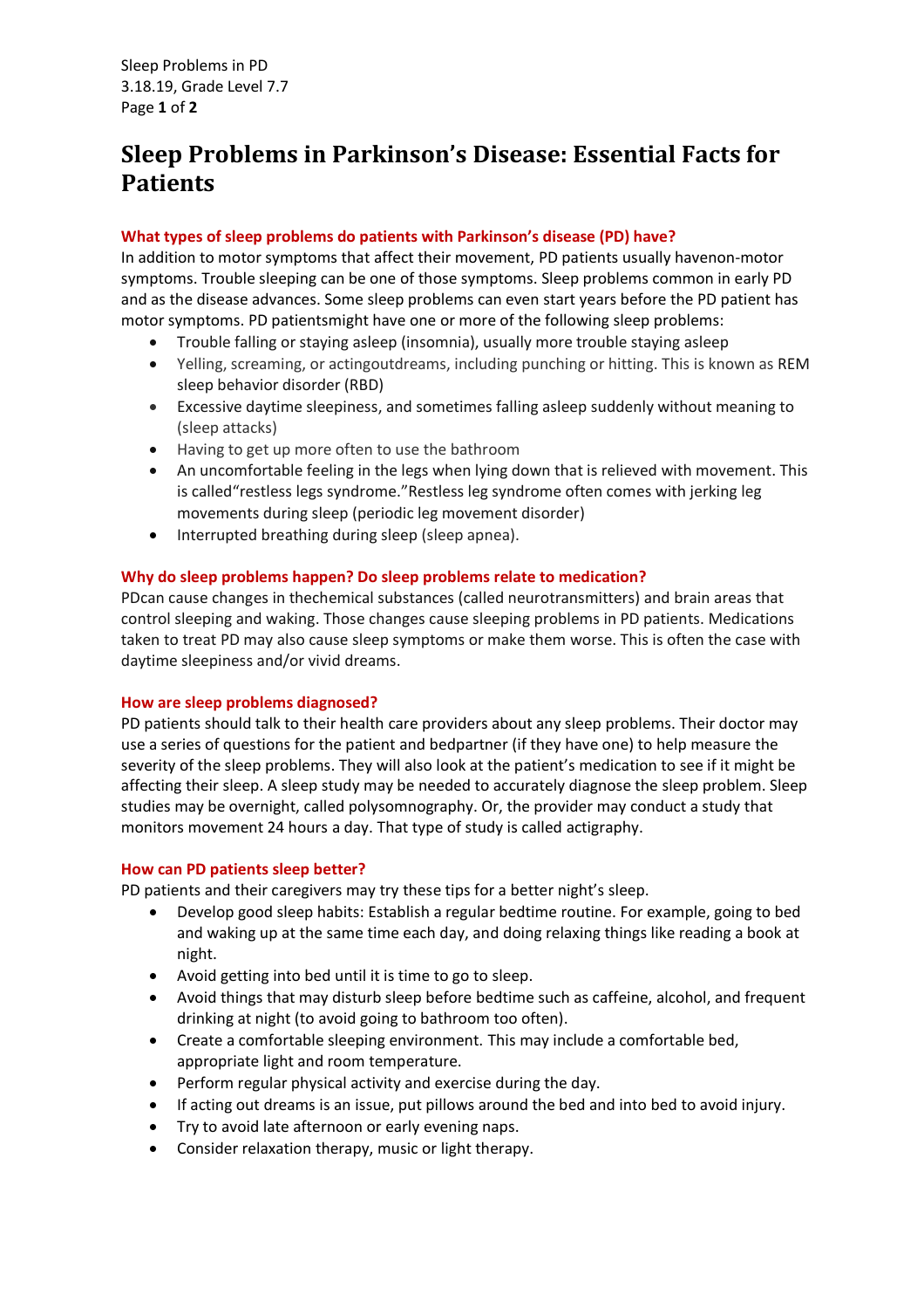# Sleep Problems in Parkinson's Disease: Essential Facts for Patients

### What types of sleep problems do patients with Parkinson's disease (PD) have?

In addition to motor symptoms that affect their movement, PD patients usually havenon-motor symptoms. Trouble sleeping can be one of those symptoms. Sleep problems common in early PD and as the disease advances. Some sleep problems can even start years before the PD patient has motor symptoms. PD patientsmight have one or more of the following sleep problems:

- Trouble falling or staying asleep (insomnia), usually more trouble staying asleep
- Yelling, screaming, or actingoutdreams, including punching or hitting. This is known as REM sleep behavior disorder (RBD)
- Excessive daytime sleepiness, and sometimes falling asleep suddenly without meaning to (sleep attacks)
- Having to get up more often to use the bathroom
- An uncomfortable feeling in the legs when lying down that is relieved with movement. This is called"restless legs syndrome."Restless leg syndrome often comes with jerking leg movements during sleep (periodic leg movement disorder)
- Interrupted breathing during sleep (sleep apnea).

### Why do sleep problems happen? Do sleep problems relate to medication?

PDcan cause changes in thechemical substances (called neurotransmitters) and brain areas that control sleeping and waking. Those changes cause sleeping problems in PD patients. Medications taken to treat PD may also cause sleep symptoms or make them worse. This is often the case with daytime sleepiness and/or vivid dreams.

### How are sleep problems diagnosed?

PD patients should talk to their health care providers about any sleep problems. Their doctor may use a series of questions for the patient and bedpartner (if they have one) to help measure the severity of the sleep problems. They will also look at the patient's medication to see if it might be affecting their sleep. A sleep study may be needed to accurately diagnose the sleep problem. Sleep studies may be overnight, called polysomnography. Or, the provider may conduct a study that monitors movement 24 hours a day. That type of study is called actigraphy.

### How can PD patients sleep better?

PD patients and their caregivers may try these tips for a better night's sleep.

- Develop good sleep habits: Establish a regular bedtime routine. For example, going to bed and waking up at the same time each day, and doing relaxing things like reading a book at night.
- Avoid getting into bed until it is time to go to sleep.
- Avoid things that may disturb sleep before bedtime such as caffeine, alcohol, and frequent drinking at night (to avoid going to bathroom too often).
- Create a comfortable sleeping environment. This may include a comfortable bed, appropriate light and room temperature.
- Perform regular physical activity and exercise during the day.
- If acting out dreams is an issue, put pillows around the bed and into bed to avoid injury.
- Try to avoid late afternoon or early evening naps.
- Consider relaxation therapy, music or light therapy.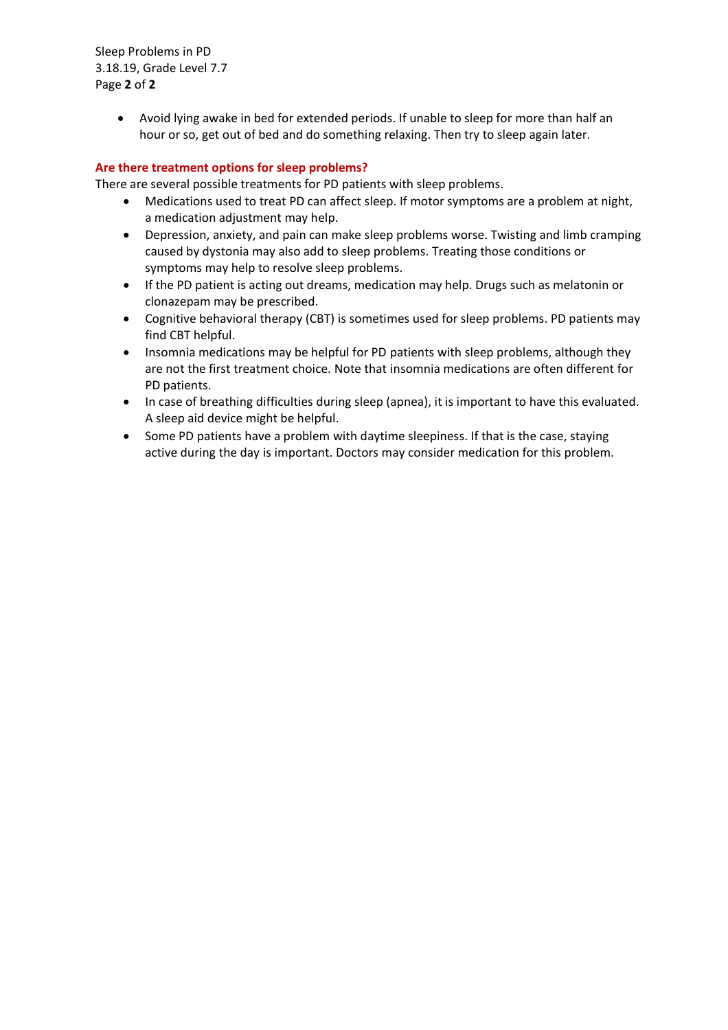- Avoid lying awake in bed for extended periods. If unable to sleep for more than half an hour or so, get out of bed and do something relaxing. Then try to sleep again later.

### Are there treatment options for sleep problems?

There are several possible treatments for PD patients with sleep problems.

- Medications used to treat PD can affect sleep. If motor symptoms are a problem at night, a medication adjustment may help.
- Depression, anxiety, and pain can make sleep problems worse. Twisting and limb cramping caused by dystonia may also add to sleep problems. Treating those conditions or symptoms may help to resolve sleep problems.
- If the PD patient is acting out dreams, medication may help. Drugs such as melatonin or clonazepam may be prescribed.
- Cognitive behavioral therapy (CBT) is sometimes used for sleep problems. PD patients may find CBT helpful.
- Insomnia medications may be helpful for PD patients with sleep problems, although they are not the first treatment choice. Note that insomnia medications are often different for PD patients.
- In case of breathing difficulties during sleep (apnea), it is important to have this evaluated. A sleep aid device might be helpful.
- Some PD patients have a problem with daytime sleepiness. If that is the case, staying active during the day is important. Doctors may consider medication for this problem.